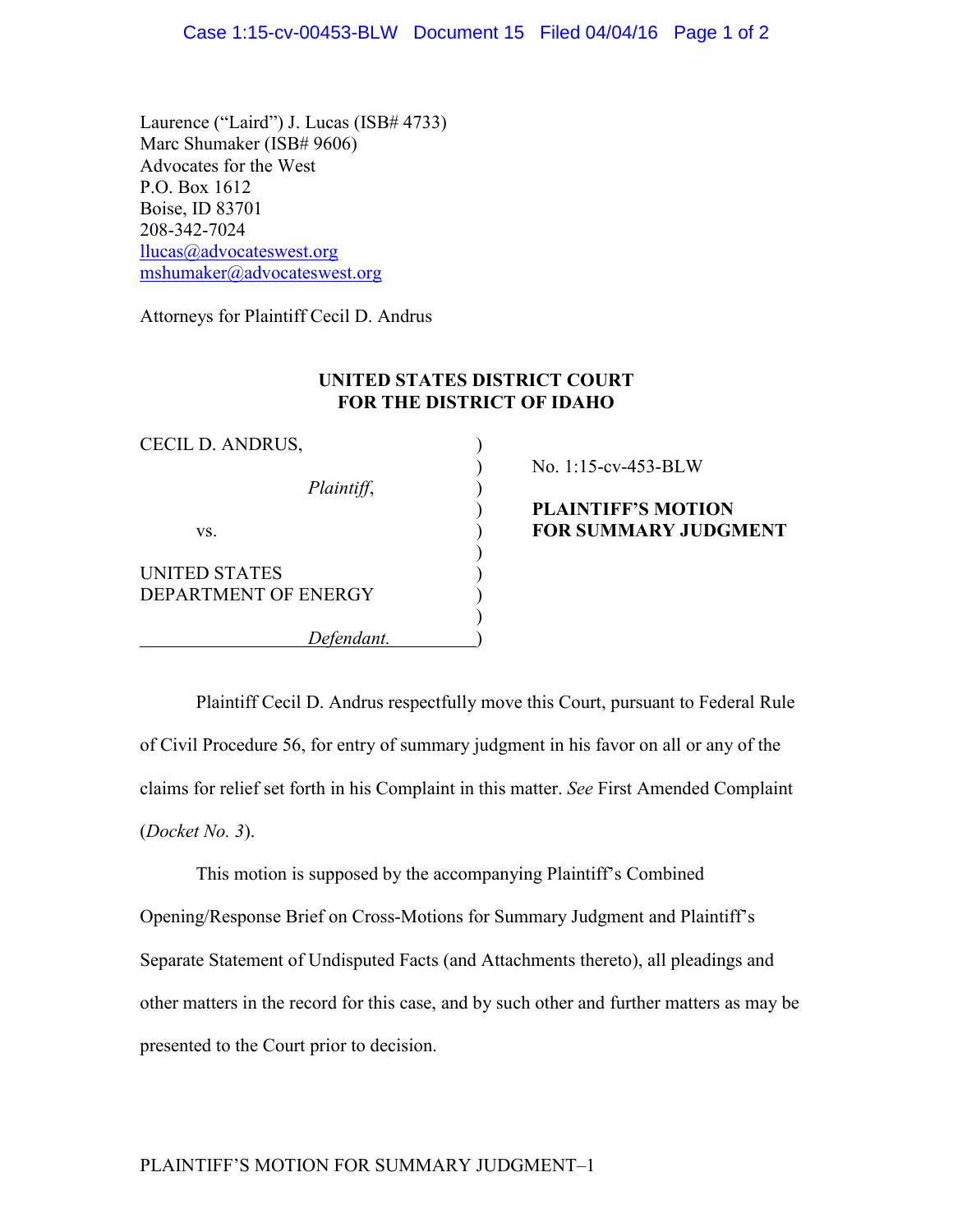Laurence ("Laird") J. Lucas (ISB# 4733)
Marc Shumaker (ISB# 9606)
Advocates for the West
P.O. Box 1612
Boise, ID 83701
208-342-7024
llucas@advocateswest.org
mshumaker@advocateswest.org

Attorneys for Plaintiff Cecil D. Andrus

**UNITED STATES DISTRICT COURT**
**FOR THE DISTRICT OF IDAHO**

| | |
|---|---|
| CECIL D. ANDRUS,<br><br>*Plaintiff*,<br><br>vs.<br><br>UNITED STATES DEPARTMENT OF ENERGY<br><br>*Defendant.* | No. 1:15-cv-453-BLW<br><br>**PLAINTIFF'S MOTION FOR SUMMARY JUDGMENT** |

Plaintiff Cecil D. Andrus respectfully move this Court, pursuant to Federal Rule of Civil Procedure 56, for entry of summary judgment in his favor on all or any of the claims for relief set forth in his Complaint in this matter. *See* First Amended Complaint (*Docket No. 3*).

This motion is supposed by the accompanying Plaintiff's Combined Opening/Response Brief on Cross-Motions for Summary Judgment and Plaintiff's Separate Statement of Undisputed Facts (and Attachments thereto), all pleadings and other matters in the record for this case, and by such other and further matters as may be presented to the Court prior to decision.

PLAINTIFF'S MOTION FOR SUMMARY JUDGMENT–1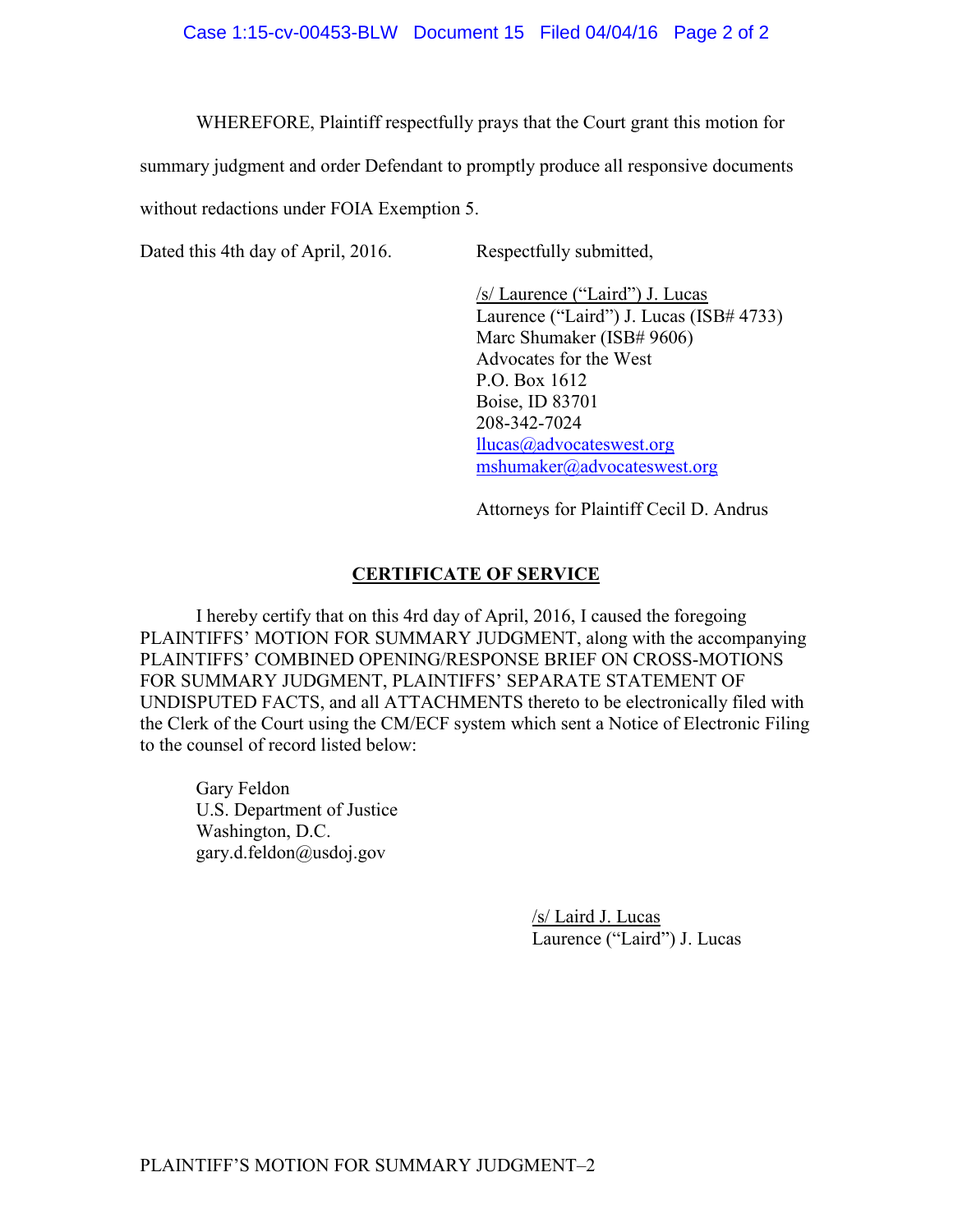WHEREFORE, Plaintiff respectfully prays that the Court grant this motion for summary judgment and order Defendant to promptly produce all responsive documents without redactions under FOIA Exemption 5.

Dated this 4th day of April, 2016.

Respectfully submitted,

/s/ Laurence ("Laird") J. Lucas
Laurence ("Laird") J. Lucas (ISB# 4733)
Marc Shumaker (ISB# 9606)
Advocates for the West
P.O. Box 1612
Boise, ID 83701
208-342-7024
llucas@advocateswest.org
mshumaker@advocateswest.org

Attorneys for Plaintiff Cecil D. Andrus

## CERTIFICATE OF SERVICE

I hereby certify that on this 4rd day of April, 2016, I caused the foregoing PLAINTIFFS' MOTION FOR SUMMARY JUDGMENT, along with the accompanying PLAINTIFFS' COMBINED OPENING/RESPONSE BRIEF ON CROSS-MOTIONS FOR SUMMARY JUDGMENT, PLAINTIFFS' SEPARATE STATEMENT OF UNDISPUTED FACTS, and all ATTACHMENTS thereto to be electronically filed with the Clerk of the Court using the CM/ECF system which sent a Notice of Electronic Filing to the counsel of record listed below:

Gary Feldon
U.S. Department of Justice
Washington, D.C.
gary.d.feldon@usdoj.gov

/s/ Laird J. Lucas
Laurence ("Laird") J. Lucas

PLAINTIFF'S MOTION FOR SUMMARY JUDGMENT–2